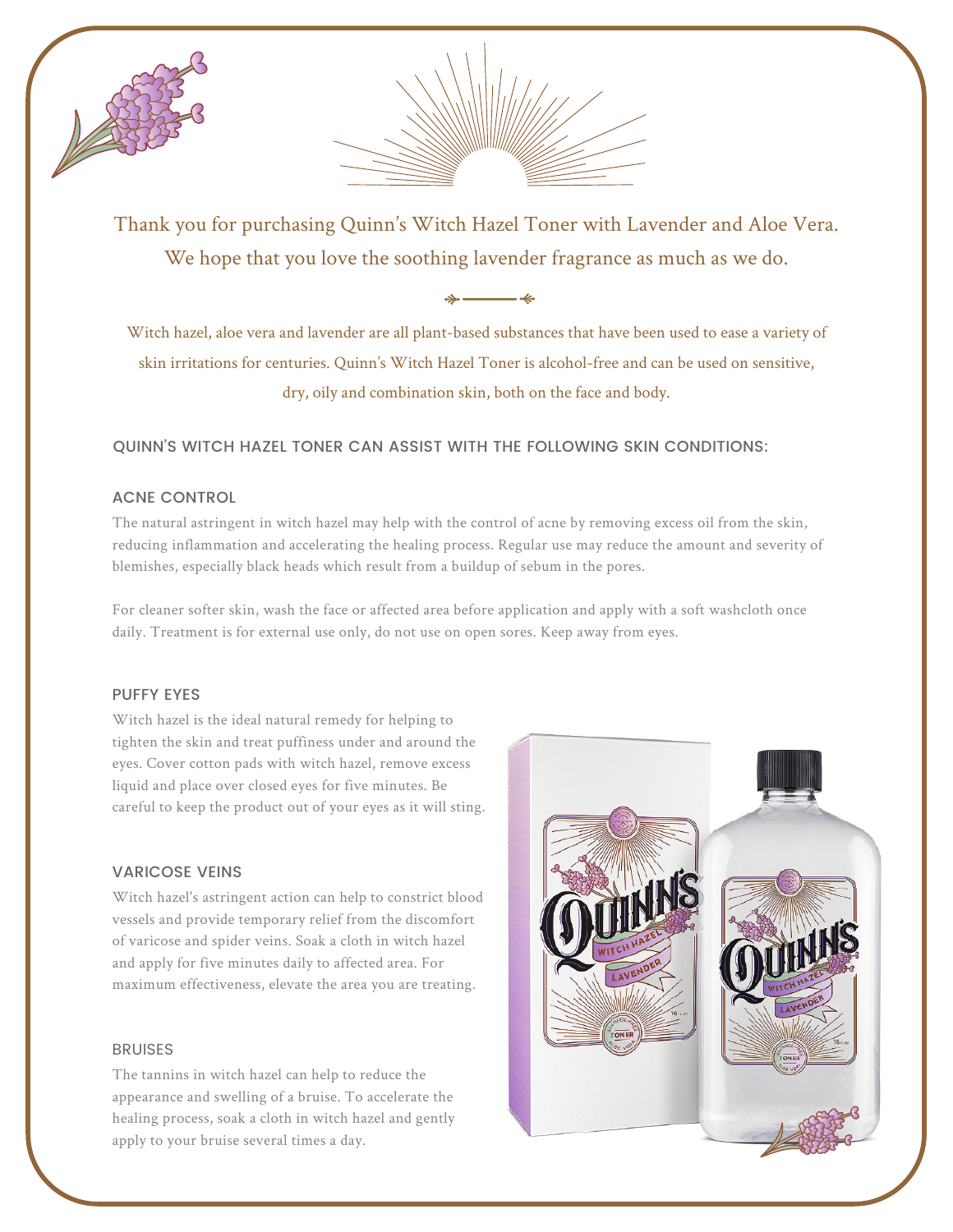Thank you for purchasing Quinn's Witch Hazel Toner with Lavender and Aloe Vera. We hope that you love the soothing lavender fragrance as much as we do.

Witch hazel, aloe vera and lavender are all plant-based substances that have been used to ease a variety of skin irritations for centuries. Quinn's Witch Hazel Toner is alcohol-free and can be used on sensitive, dry, oily and combination skin, both on the face and body.

## QUINN'S WITCH HAZEL TONER CAN ASSIST WITH THE FOLLOWING SKIN CONDITIONS:

### ACNE CONTROL

The natural astringent in witch hazel may help with the control of acne by removing excess oil from the skin, reducing inflammation and accelerating the healing process. Regular use may reduce the amount and severity of blemishes, especially black heads which result from a buildup of sebum in the pores.

For cleaner softer skin, wash the face or affected area before application and apply with a soft washcloth once daily. Treatment is for external use only, do not use on open sores. Keep away from eyes.

### PUFFY EYES

Witch hazel is the ideal natural remedy for helping to tighten the skin and treat puffiness under and around the eyes. Cover cotton pads with witch hazel, remove excess liquid and place over closed eyes for five minutes. Be careful to keep the product out of your eyes as it will sting.

### VARICOSE VEINS

Witch hazel's astringent action can help to constrict blood vessels and provide temporary relief from the discomfort of varicose and spider veins. Soak a cloth in witch hazel and apply for five minutes daily to affected area. For maximum effectiveness, elevate the area you are treating.

### BRUISES

The tannins in witch hazel can help to reduce the appearance and swelling of a bruise. To accelerate the healing process, soak a cloth in witch hazel and gently apply to your bruise several times a day.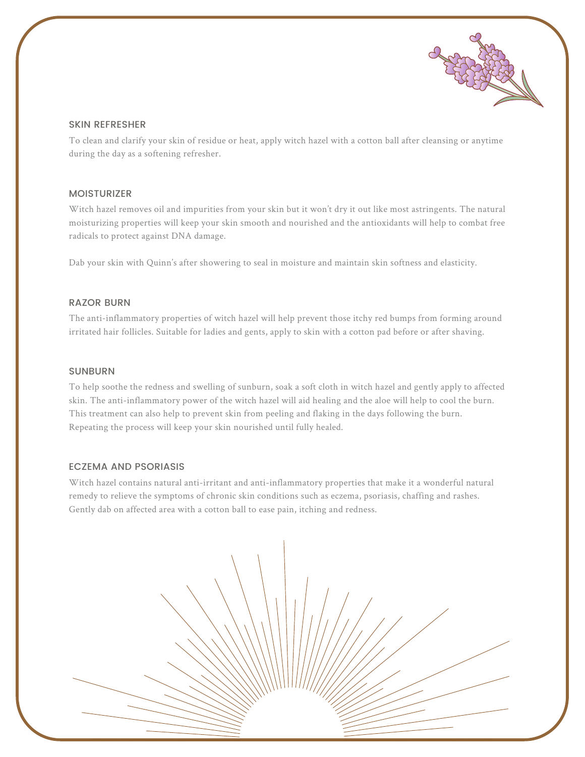## SKIN REFRESHER

To clean and clarify your skin of residue or heat, apply witch hazel with a cotton ball after cleansing or anytime during the day as a softening refresher.

## MOISTURIZER

Witch hazel removes oil and impurities from your skin but it won't dry it out like most astringents. The natural moisturizing properties will keep your skin smooth and nourished and the antioxidants will help to combat free radicals to protect against DNA damage.

Dab your skin with Quinn's after showering to seal in moisture and maintain skin softness and elasticity.

## RAZOR BURN

The anti-inflammatory properties of witch hazel will help prevent those itchy red bumps from forming around irritated hair follicles. Suitable for ladies and gents, apply to skin with a cotton pad before or after shaving.

## SUNBURN

To help soothe the redness and swelling of sunburn, soak a soft cloth in witch hazel and gently apply to affected skin. The anti-inflammatory power of the witch hazel will aid healing and the aloe will help to cool the burn. This treatment can also help to prevent skin from peeling and flaking in the days following the burn. Repeating the process will keep your skin nourished until fully healed.

## ECZEMA AND PSORIASIS

Witch hazel contains natural anti-irritant and anti-inflammatory properties that make it a wonderful natural remedy to relieve the symptoms of chronic skin conditions such as eczema, psoriasis, chaffing and rashes. Gently dab on affected area with a cotton ball to ease pain, itching and redness.